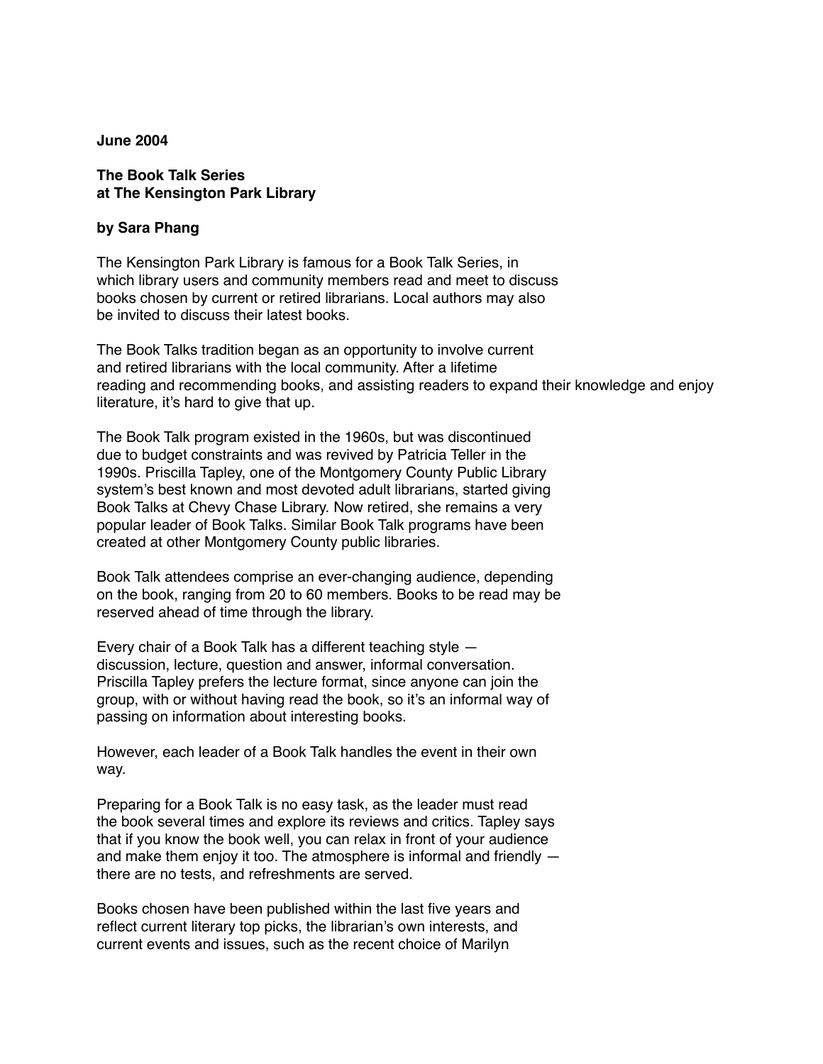**June 2004**

**The Book Talk Series**
**at The Kensington Park Library**

**by Sara Phang**

The Kensington Park Library is famous for a Book Talk Series, in which library users and community members read and meet to discuss books chosen by current or retired librarians. Local authors may also be invited to discuss their latest books.

The Book Talks tradition began as an opportunity to involve current and retired librarians with the local community. After a lifetime reading and recommending books, and assisting readers to expand their knowledge and enjoy literature, it's hard to give that up.

The Book Talk program existed in the 1960s, but was discontinued due to budget constraints and was revived by Patricia Teller in the 1990s. Priscilla Tapley, one of the Montgomery County Public Library system's best known and most devoted adult librarians, started giving Book Talks at Chevy Chase Library. Now retired, she remains a very popular leader of Book Talks. Similar Book Talk programs have been created at other Montgomery County public libraries.

Book Talk attendees comprise an ever-changing audience, depending on the book, ranging from 20 to 60 members. Books to be read may be reserved ahead of time through the library.

Every chair of a Book Talk has a different teaching style — discussion, lecture, question and answer, informal conversation. Priscilla Tapley prefers the lecture format, since anyone can join the group, with or without having read the book, so it's an informal way of passing on information about interesting books.

However, each leader of a Book Talk handles the event in their own way.

Preparing for a Book Talk is no easy task, as the leader must read the book several times and explore its reviews and critics. Tapley says that if you know the book well, you can relax in front of your audience and make them enjoy it too. The atmosphere is informal and friendly — there are no tests, and refreshments are served.

Books chosen have been published within the last five years and reflect current literary top picks, the librarian's own interests, and current events and issues, such as the recent choice of Marilyn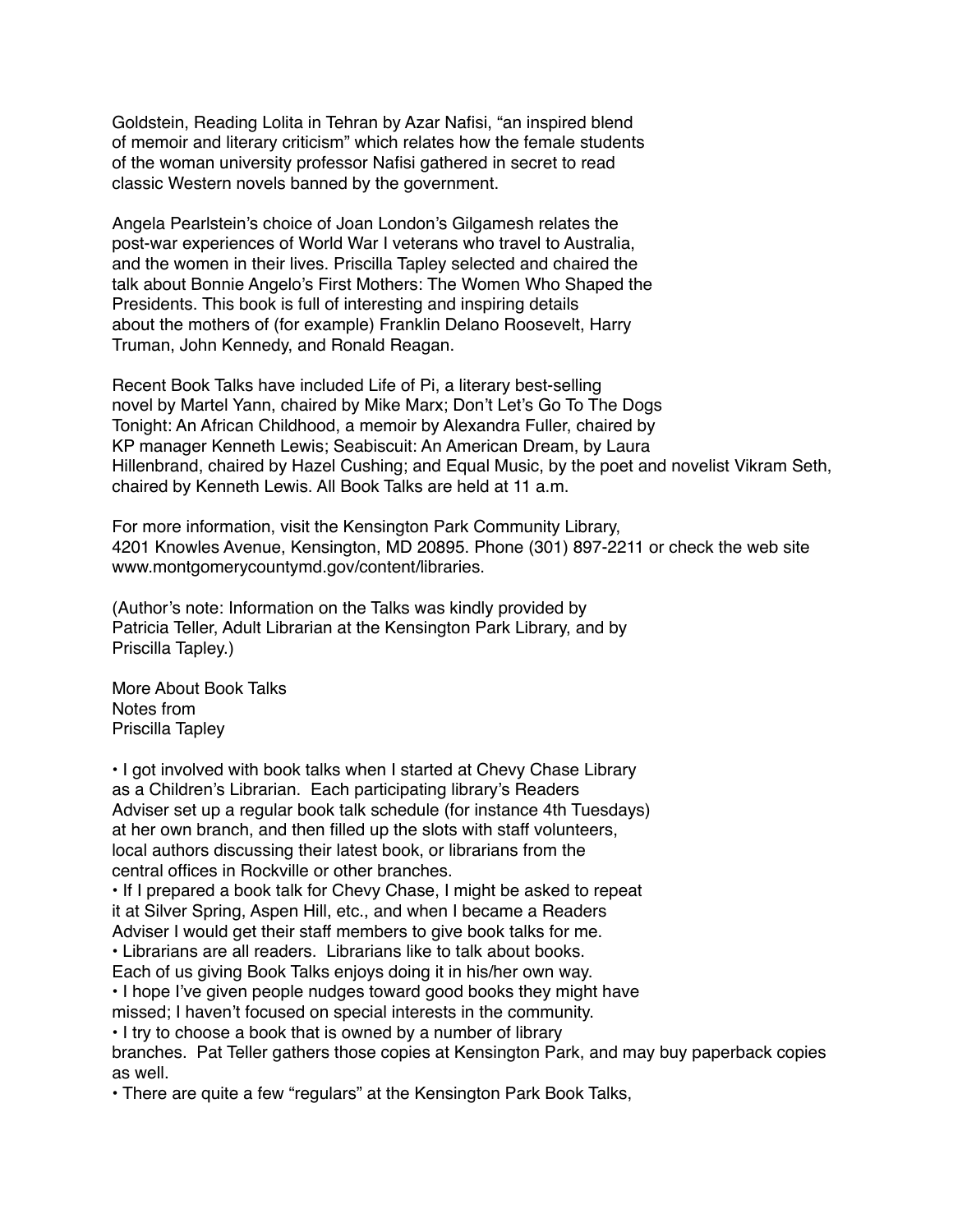Goldstein, Reading Lolita in Tehran by Azar Nafisi, "an inspired blend of memoir and literary criticism" which relates how the female students of the woman university professor Nafisi gathered in secret to read classic Western novels banned by the government.

Angela Pearlstein's choice of Joan London's Gilgamesh relates the post-war experiences of World War I veterans who travel to Australia, and the women in their lives. Priscilla Tapley selected and chaired the talk about Bonnie Angelo's First Mothers: The Women Who Shaped the Presidents. This book is full of interesting and inspiring details about the mothers of (for example) Franklin Delano Roosevelt, Harry Truman, John Kennedy, and Ronald Reagan.

Recent Book Talks have included Life of Pi, a literary best-selling novel by Martel Yann, chaired by Mike Marx; Don't Let's Go To The Dogs Tonight: An African Childhood, a memoir by Alexandra Fuller, chaired by KP manager Kenneth Lewis; Seabiscuit: An American Dream, by Laura Hillenbrand, chaired by Hazel Cushing; and Equal Music, by the poet and novelist Vikram Seth, chaired by Kenneth Lewis. All Book Talks are held at 11 a.m.

For more information, visit the Kensington Park Community Library, 4201 Knowles Avenue, Kensington, MD 20895. Phone (301) 897-2211 or check the web site www.montgomerycountymd.gov/content/libraries.

(Author's note: Information on the Talks was kindly provided by Patricia Teller, Adult Librarian at the Kensington Park Library, and by Priscilla Tapley.)

More About Book Talks
Notes from
Priscilla Tapley

- I got involved with book talks when I started at Chevy Chase Library as a Children's Librarian. Each participating library's Readers Adviser set up a regular book talk schedule (for instance 4th Tuesdays) at her own branch, and then filled up the slots with staff volunteers, local authors discussing their latest book, or librarians from the central offices in Rockville or other branches.
- If I prepared a book talk for Chevy Chase, I might be asked to repeat it at Silver Spring, Aspen Hill, etc., and when I became a Readers Adviser I would get their staff members to give book talks for me.
- Librarians are all readers. Librarians like to talk about books. Each of us giving Book Talks enjoys doing it in his/her own way.
- I hope I've given people nudges toward good books they might have missed; I haven't focused on special interests in the community.
- I try to choose a book that is owned by a number of library branches. Pat Teller gathers those copies at Kensington Park, and may buy paperback copies as well.
- There are quite a few "regulars" at the Kensington Park Book Talks,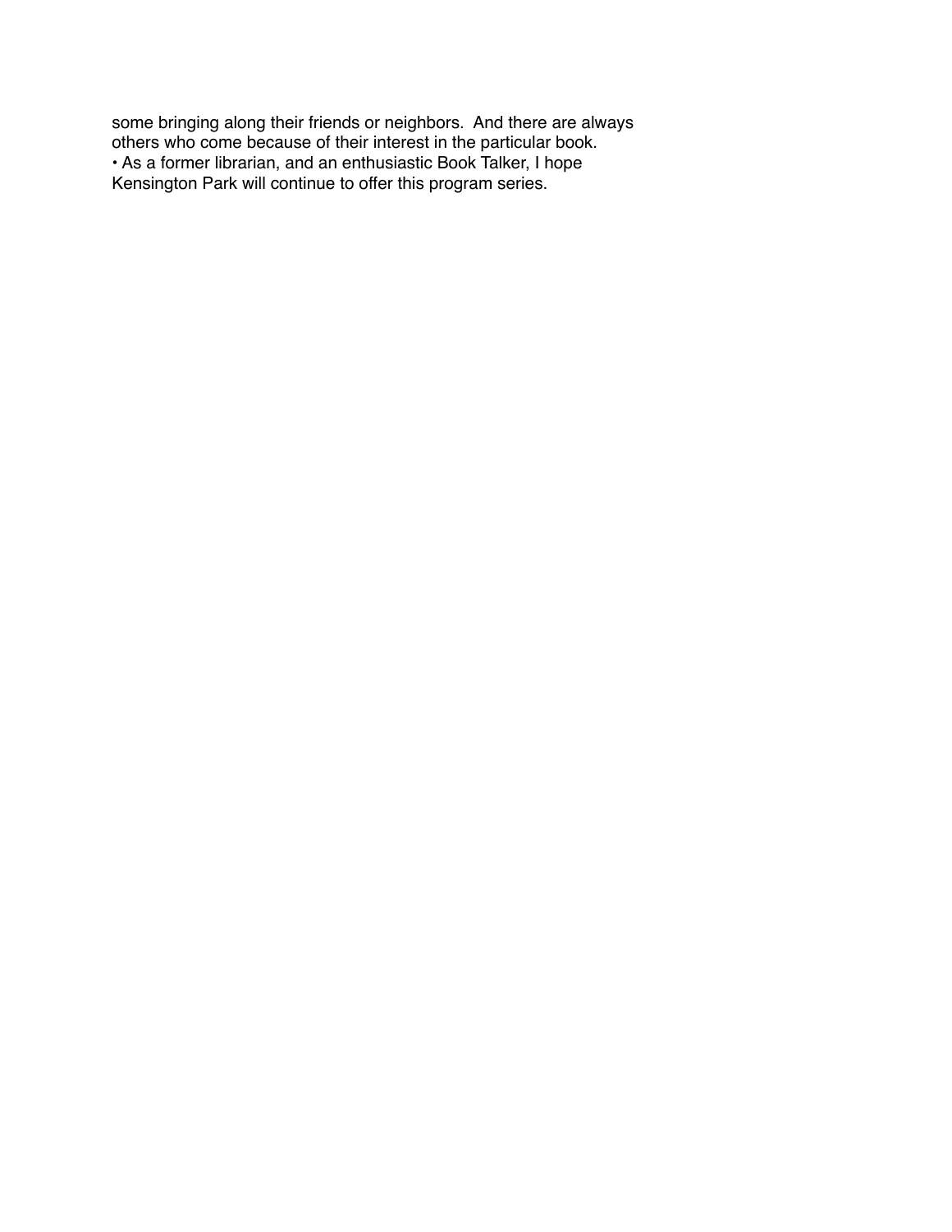some bringing along their friends or neighbors. And there are always others who come because of their interest in the particular book.

• As a former librarian, and an enthusiastic Book Talker, I hope Kensington Park will continue to offer this program series.